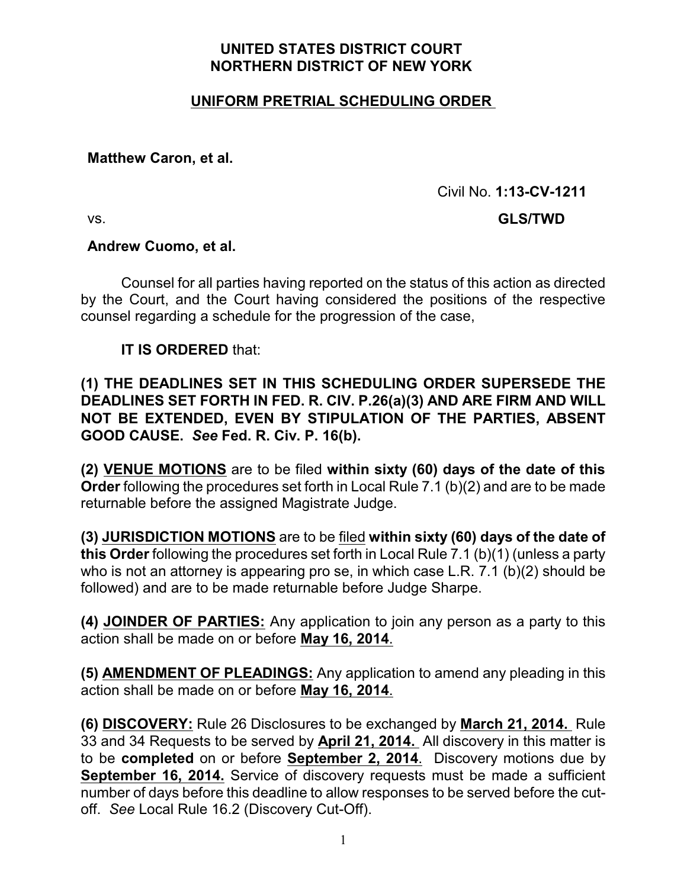**UNITED STATES DISTRICT COURT**
**NORTHERN DISTRICT OF NEW YORK**

**UNIFORM PRETRIAL SCHEDULING ORDER**

**Matthew Caron, et al.**

Civil No. **1:13-CV-1211**

vs. **GLS/TWD**

**Andrew Cuomo, et al.**

Counsel for all parties having reported on the status of this action as directed by the Court, and the Court having considered the positions of the respective counsel regarding a schedule for the progression of the case,

**IT IS ORDERED** that:

**(1) THE DEADLINES SET IN THIS SCHEDULING ORDER SUPERSEDE THE DEADLINES SET FORTH IN FED. R. CIV. P.26(a)(3) AND ARE FIRM AND WILL NOT BE EXTENDED, EVEN BY STIPULATION OF THE PARTIES, ABSENT GOOD CAUSE.** ***See*** **Fed. R. Civ. P. 16(b).**

**(2) VENUE MOTIONS** are to be filed **within sixty (60) days of the date of this Order** following the procedures set forth in Local Rule 7.1 (b)(2) and are to be made returnable before the assigned Magistrate Judge.

**(3) JURISDICTION MOTIONS** are to be filed **within sixty (60) days of the date of this Order** following the procedures set forth in Local Rule 7.1 (b)(1) (unless a party who is not an attorney is appearing pro se, in which case L.R. 7.1 (b)(2) should be followed) and are to be made returnable before Judge Sharpe.

**(4) JOINDER OF PARTIES:** Any application to join any person as a party to this action shall be made on or before **May 16, 2014**.

**(5) AMENDMENT OF PLEADINGS:** Any application to amend any pleading in this action shall be made on or before **May 16, 2014**.

**(6) DISCOVERY:** Rule 26 Disclosures to be exchanged by **March 21, 2014.** Rule 33 and 34 Requests to be served by **April 21, 2014.** All discovery in this matter is to be **completed** on or before **September 2, 2014**. Discovery motions due by **September 16, 2014.** Service of discovery requests must be made a sufficient number of days before this deadline to allow responses to be served before the cut-off. *See* Local Rule 16.2 (Discovery Cut-Off).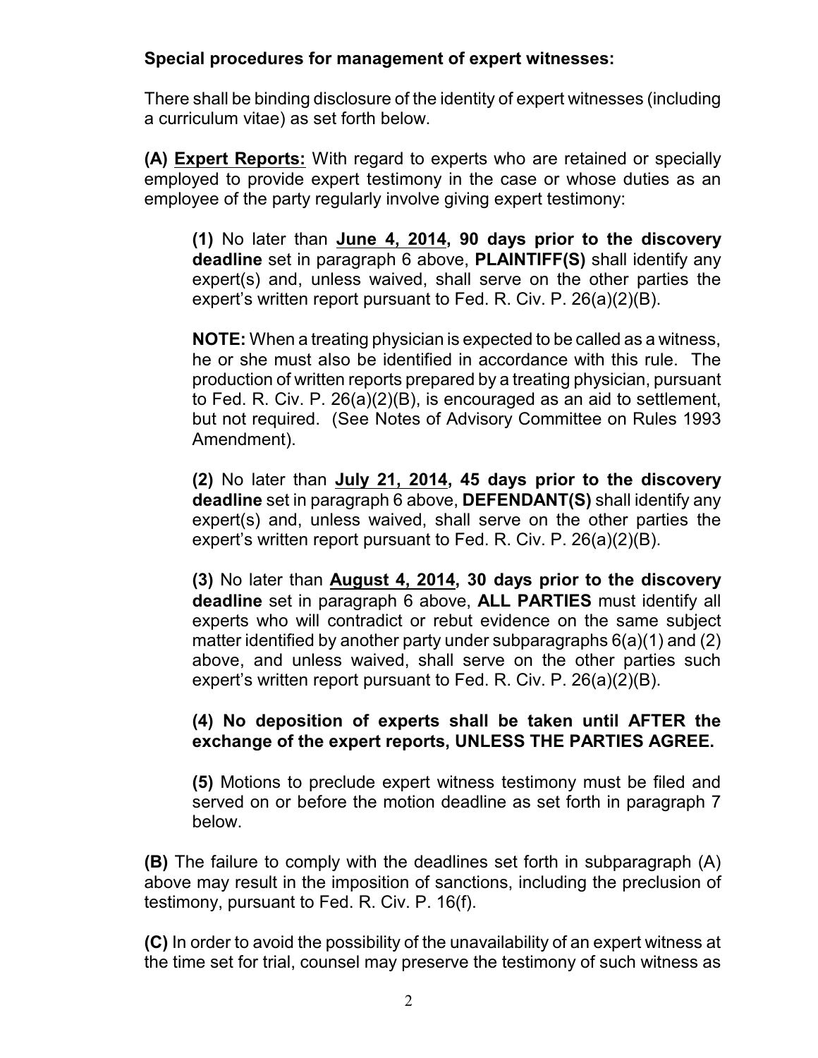**Special procedures for management of expert witnesses:**

There shall be binding disclosure of the identity of expert witnesses (including a curriculum vitae) as set forth below.

**(A) Expert Reports:** With regard to experts who are retained or specially employed to provide expert testimony in the case or whose duties as an employee of the party regularly involve giving expert testimony:

> **(1)** No later than **June 4, 2014, 90 days prior to the discovery deadline** set in paragraph 6 above, **PLAINTIFF(S)** shall identify any expert(s) and, unless waived, shall serve on the other parties the expert's written report pursuant to Fed. R. Civ. P. 26(a)(2)(B).
>
> **NOTE:** When a treating physician is expected to be called as a witness, he or she must also be identified in accordance with this rule. The production of written reports prepared by a treating physician, pursuant to Fed. R. Civ. P. 26(a)(2)(B), is encouraged as an aid to settlement, but not required. (See Notes of Advisory Committee on Rules 1993 Amendment).
>
> **(2)** No later than **July 21, 2014, 45 days prior to the discovery deadline** set in paragraph 6 above, **DEFENDANT(S)** shall identify any expert(s) and, unless waived, shall serve on the other parties the expert's written report pursuant to Fed. R. Civ. P. 26(a)(2)(B).
>
> **(3)** No later than **August 4, 2014, 30 days prior to the discovery deadline** set in paragraph 6 above, **ALL PARTIES** must identify all experts who will contradict or rebut evidence on the same subject matter identified by another party under subparagraphs 6(a)(1) and (2) above, and unless waived, shall serve on the other parties such expert's written report pursuant to Fed. R. Civ. P. 26(a)(2)(B).
>
> **(4) No deposition of experts shall be taken until AFTER the exchange of the expert reports, UNLESS THE PARTIES AGREE.**
>
> **(5)** Motions to preclude expert witness testimony must be filed and served on or before the motion deadline as set forth in paragraph 7 below.

**(B)** The failure to comply with the deadlines set forth in subparagraph (A) above may result in the imposition of sanctions, including the preclusion of testimony, pursuant to Fed. R. Civ. P. 16(f).

**(C)** In order to avoid the possibility of the unavailability of an expert witness at the time set for trial, counsel may preserve the testimony of such witness as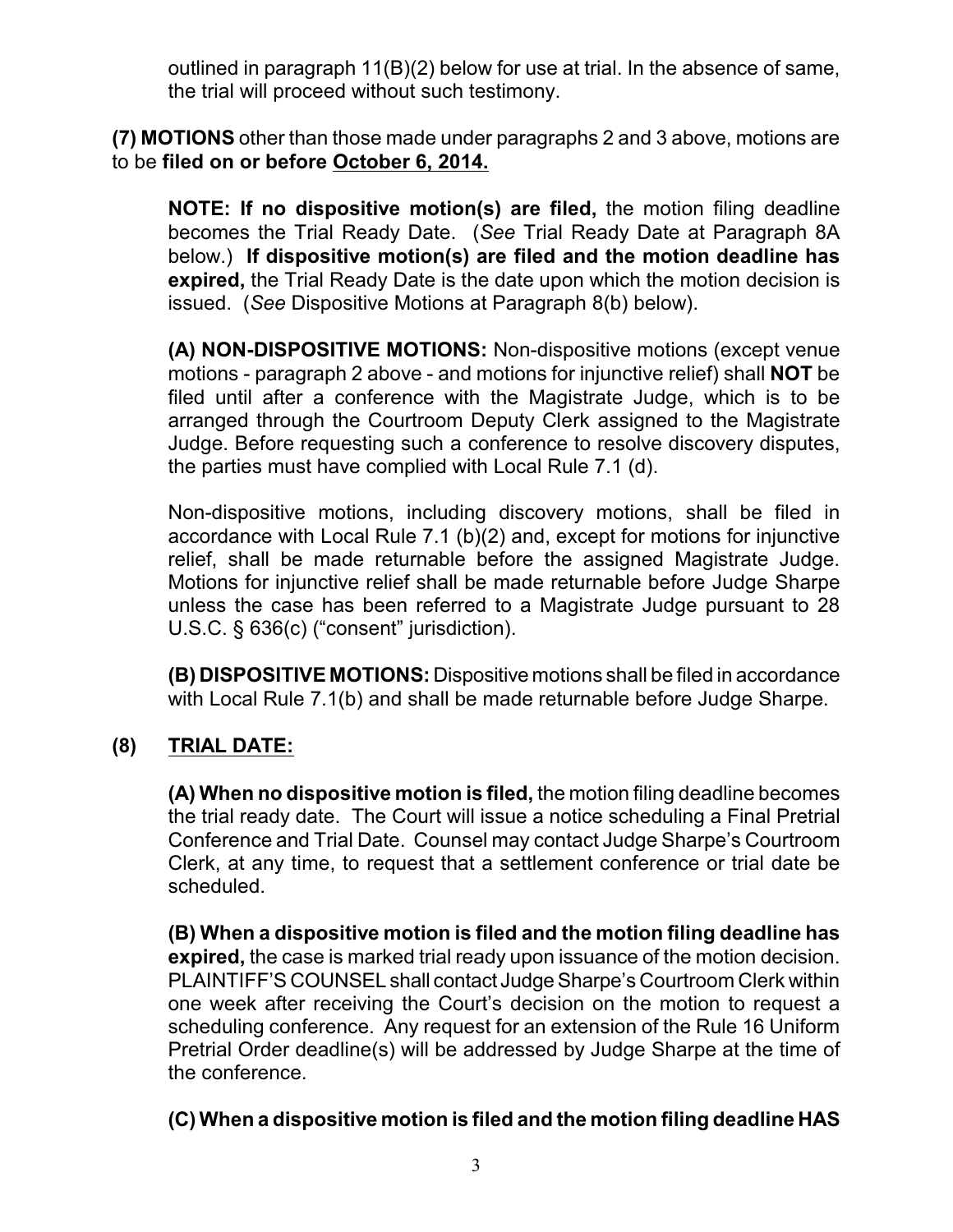outlined in paragraph 11(B)(2) below for use at trial. In the absence of same, the trial will proceed without such testimony.

**(7) MOTIONS** other than those made under paragraphs 2 and 3 above, motions are to be **filed on or before October 6, 2014.**

**NOTE: If no dispositive motion(s) are filed,** the motion filing deadline becomes the Trial Ready Date. (*See* Trial Ready Date at Paragraph 8A below.) **If dispositive motion(s) are filed and the motion deadline has expired,** the Trial Ready Date is the date upon which the motion decision is issued. (*See* Dispositive Motions at Paragraph 8(b) below).

**(A) NON-DISPOSITIVE MOTIONS:** Non-dispositive motions (except venue motions - paragraph 2 above - and motions for injunctive relief) shall **NOT** be filed until after a conference with the Magistrate Judge, which is to be arranged through the Courtroom Deputy Clerk assigned to the Magistrate Judge. Before requesting such a conference to resolve discovery disputes, the parties must have complied with Local Rule 7.1 (d).

Non-dispositive motions, including discovery motions, shall be filed in accordance with Local Rule 7.1 (b)(2) and, except for motions for injunctive relief, shall be made returnable before the assigned Magistrate Judge. Motions for injunctive relief shall be made returnable before Judge Sharpe unless the case has been referred to a Magistrate Judge pursuant to 28 U.S.C. § 636(c) ("consent" jurisdiction).

**(B) DISPOSITIVE MOTIONS:** Dispositive motions shall be filed in accordance with Local Rule 7.1(b) and shall be made returnable before Judge Sharpe.

**(8) TRIAL DATE:**

**(A) When no dispositive motion is filed,** the motion filing deadline becomes the trial ready date. The Court will issue a notice scheduling a Final Pretrial Conference and Trial Date. Counsel may contact Judge Sharpe's Courtroom Clerk, at any time, to request that a settlement conference or trial date be scheduled.

**(B) When a dispositive motion is filed and the motion filing deadline has expired,** the case is marked trial ready upon issuance of the motion decision. PLAINTIFF'S COUNSEL shall contact Judge Sharpe's Courtroom Clerk within one week after receiving the Court's decision on the motion to request a scheduling conference. Any request for an extension of the Rule 16 Uniform Pretrial Order deadline(s) will be addressed by Judge Sharpe at the time of the conference.

**(C) When a dispositive motion is filed and the motion filing deadline HAS**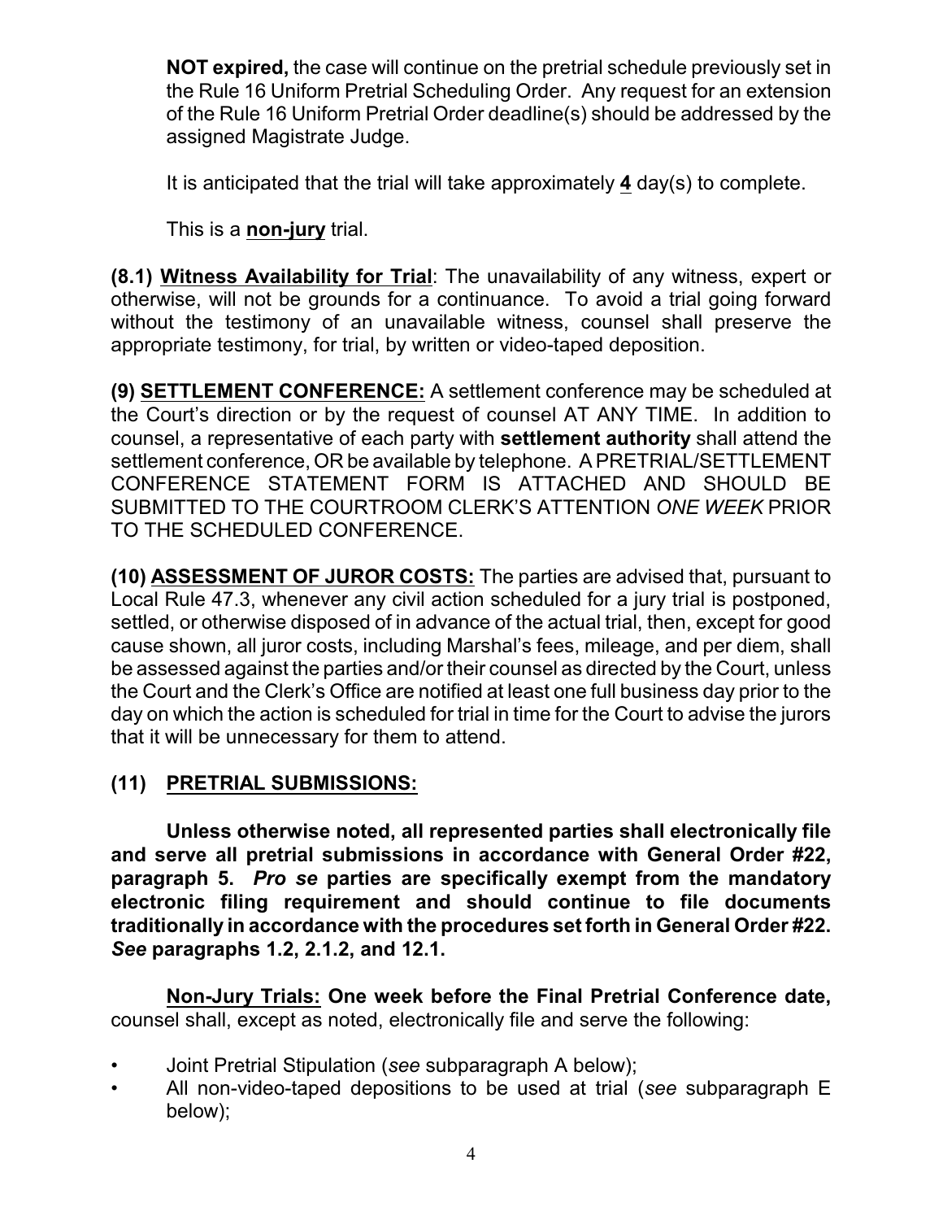**NOT expired,** the case will continue on the pretrial schedule previously set in the Rule 16 Uniform Pretrial Scheduling Order. Any request for an extension of the Rule 16 Uniform Pretrial Order deadline(s) should be addressed by the assigned Magistrate Judge.

It is anticipated that the trial will take approximately **4** day(s) to complete.

This is a **non-jury** trial.

**(8.1) Witness Availability for Trial**: The unavailability of any witness, expert or otherwise, will not be grounds for a continuance. To avoid a trial going forward without the testimony of an unavailable witness, counsel shall preserve the appropriate testimony, for trial, by written or video-taped deposition.

**(9) SETTLEMENT CONFERENCE:** A settlement conference may be scheduled at the Court's direction or by the request of counsel AT ANY TIME. In addition to counsel, a representative of each party with **settlement authority** shall attend the settlement conference, OR be available by telephone. A PRETRIAL/SETTLEMENT CONFERENCE STATEMENT FORM IS ATTACHED AND SHOULD BE SUBMITTED TO THE COURTROOM CLERK'S ATTENTION *ONE WEEK* PRIOR TO THE SCHEDULED CONFERENCE.

**(10) ASSESSMENT OF JUROR COSTS:** The parties are advised that, pursuant to Local Rule 47.3, whenever any civil action scheduled for a jury trial is postponed, settled, or otherwise disposed of in advance of the actual trial, then, except for good cause shown, all juror costs, including Marshal's fees, mileage, and per diem, shall be assessed against the parties and/or their counsel as directed by the Court, unless the Court and the Clerk's Office are notified at least one full business day prior to the day on which the action is scheduled for trial in time for the Court to advise the jurors that it will be unnecessary for them to attend.

## (11) PRETRIAL SUBMISSIONS:

**Unless otherwise noted, all represented parties shall electronically file and serve all pretrial submissions in accordance with General Order #22, paragraph 5. *Pro se* parties are specifically exempt from the mandatory electronic filing requirement and should continue to file documents traditionally in accordance with the procedures set forth in General Order #22. *See* paragraphs 1.2, 2.1.2, and 12.1.**

**Non-Jury Trials: One week before the Final Pretrial Conference date,** counsel shall, except as noted, electronically file and serve the following:

- Joint Pretrial Stipulation (*see* subparagraph A below);
- All non-video-taped depositions to be used at trial (*see* subparagraph E below);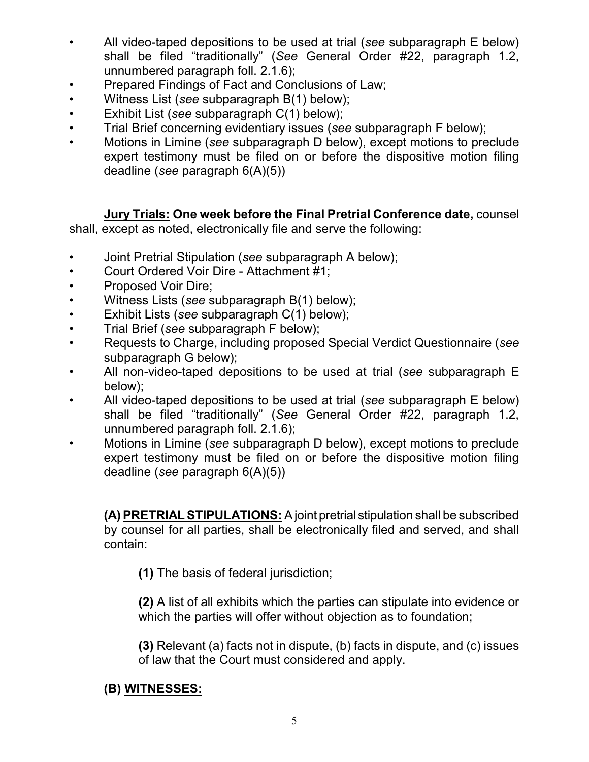- All video-taped depositions to be used at trial (*see* subparagraph E below) shall be filed "traditionally" (*See* General Order #22, paragraph 1.2, unnumbered paragraph foll. 2.1.6);
- Prepared Findings of Fact and Conclusions of Law;
- Witness List (*see* subparagraph B(1) below);
- Exhibit List (*see* subparagraph C(1) below);
- Trial Brief concerning evidentiary issues (*see* subparagraph F below);
- Motions in Limine (*see* subparagraph D below), except motions to preclude expert testimony must be filed on or before the dispositive motion filing deadline (*see* paragraph 6(A)(5))

**Jury Trials:** **One week before the Final Pretrial Conference date,** counsel shall, except as noted, electronically file and serve the following:

- Joint Pretrial Stipulation (*see* subparagraph A below);
- Court Ordered Voir Dire - Attachment #1;
- Proposed Voir Dire;
- Witness Lists (*see* subparagraph B(1) below);
- Exhibit Lists (*see* subparagraph C(1) below);
- Trial Brief (*see* subparagraph F below);
- Requests to Charge, including proposed Special Verdict Questionnaire (*see* subparagraph G below);
- All non-video-taped depositions to be used at trial (*see* subparagraph E below);
- All video-taped depositions to be used at trial (*see* subparagraph E below) shall be filed "traditionally" (*See* General Order #22, paragraph 1.2, unnumbered paragraph foll. 2.1.6);
- Motions in Limine (*see* subparagraph D below), except motions to preclude expert testimony must be filed on or before the dispositive motion filing deadline (*see* paragraph 6(A)(5))

**(A) PRETRIAL STIPULATIONS:** A joint pretrial stipulation shall be subscribed by counsel for all parties, shall be electronically filed and served, and shall contain:

**(1)** The basis of federal jurisdiction;

**(2)** A list of all exhibits which the parties can stipulate into evidence or which the parties will offer without objection as to foundation;

**(3)** Relevant (a) facts not in dispute, (b) facts in dispute, and (c) issues of law that the Court must considered and apply.

**(B) WITNESSES:**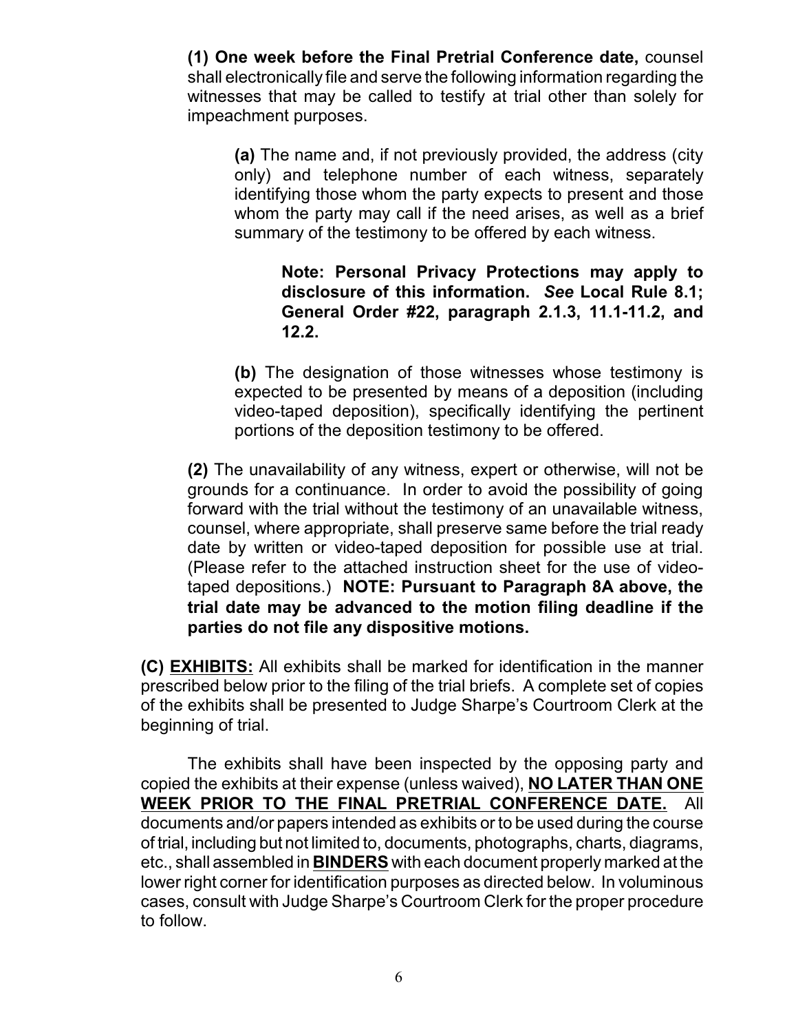**(1) One week before the Final Pretrial Conference date,** counsel shall electronically file and serve the following information regarding the witnesses that may be called to testify at trial other than solely for impeachment purposes.

**(a)** The name and, if not previously provided, the address (city only) and telephone number of each witness, separately identifying those whom the party expects to present and those whom the party may call if the need arises, as well as a brief summary of the testimony to be offered by each witness.

**Note: Personal Privacy Protections may apply to disclosure of this information.** ***See*** **Local Rule 8.1; General Order #22, paragraph 2.1.3, 11.1-11.2, and 12.2.**

**(b)** The designation of those witnesses whose testimony is expected to be presented by means of a deposition (including video-taped deposition), specifically identifying the pertinent portions of the deposition testimony to be offered.

**(2)** The unavailability of any witness, expert or otherwise, will not be grounds for a continuance. In order to avoid the possibility of going forward with the trial without the testimony of an unavailable witness, counsel, where appropriate, shall preserve same before the trial ready date by written or video-taped deposition for possible use at trial. (Please refer to the attached instruction sheet for the use of video-taped depositions.) **NOTE: Pursuant to Paragraph 8A above, the trial date may be advanced to the motion filing deadline if the parties do not file any dispositive motions.**

**(C) EXHIBITS:** All exhibits shall be marked for identification in the manner prescribed below prior to the filing of the trial briefs. A complete set of copies of the exhibits shall be presented to Judge Sharpe's Courtroom Clerk at the beginning of trial.

The exhibits shall have been inspected by the opposing party and copied the exhibits at their expense (unless waived), **NO LATER THAN ONE WEEK PRIOR TO THE FINAL PRETRIAL CONFERENCE DATE.** All documents and/or papers intended as exhibits or to be used during the course of trial, including but not limited to, documents, photographs, charts, diagrams, etc., shall assembled in **BINDERS** with each document properly marked at the lower right corner for identification purposes as directed below. In voluminous cases, consult with Judge Sharpe's Courtroom Clerk for the proper procedure to follow.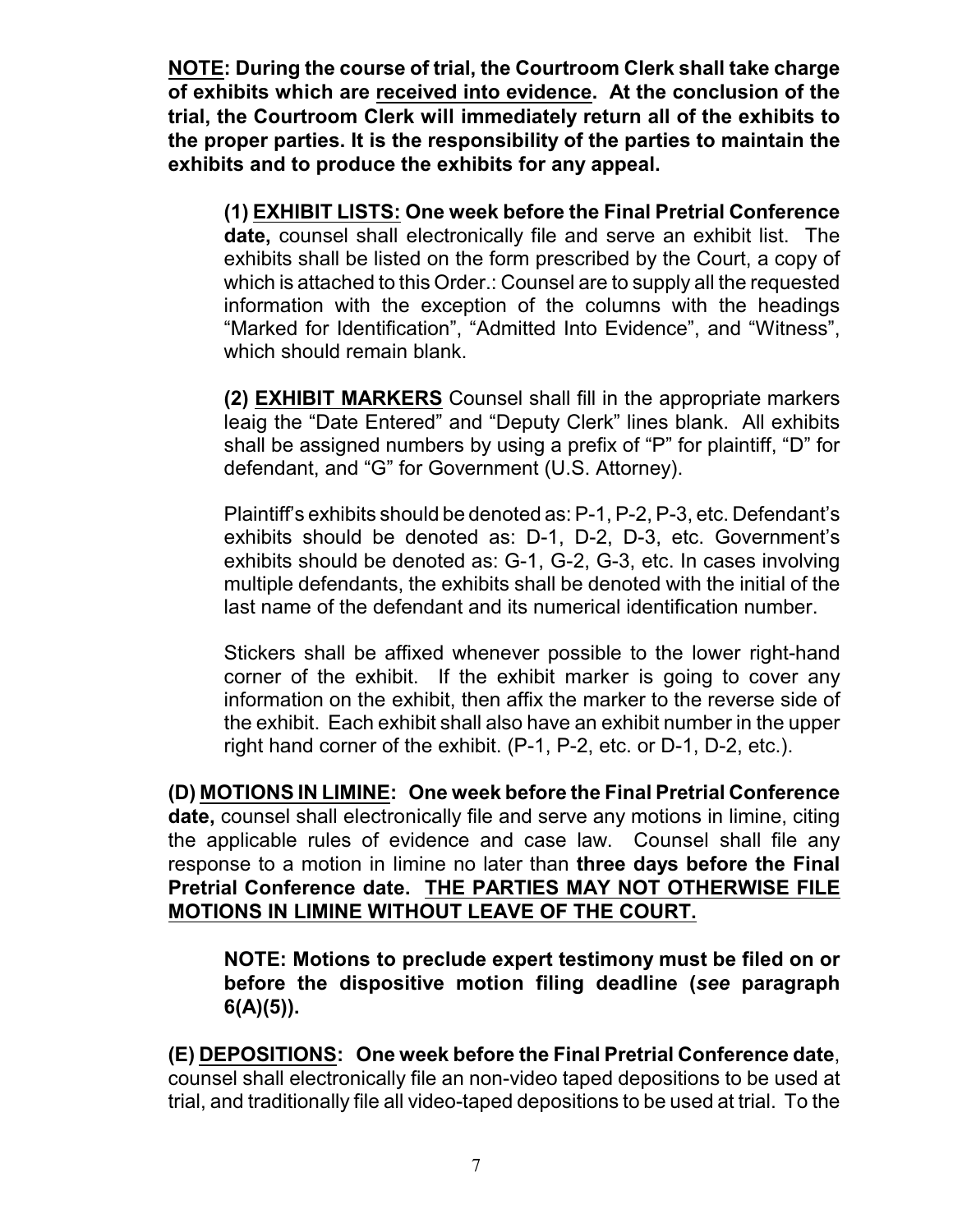**<u>NOTE</u>: During the course of trial, the Courtroom Clerk shall take charge of exhibits which are <u>received into evidence</u>. At the conclusion of the trial, the Courtroom Clerk will immediately return all of the exhibits to the proper parties. It is the responsibility of the parties to maintain the exhibits and to produce the exhibits for any appeal.**

**(1) <u>EXHIBIT LISTS:</u> One week before the Final Pretrial Conference date,** counsel shall electronically file and serve an exhibit list. The exhibits shall be listed on the form prescribed by the Court, a copy of which is attached to this Order.: Counsel are to supply all the requested information with the exception of the columns with the headings "Marked for Identification", "Admitted Into Evidence", and "Witness", which should remain blank.

**(2) <u>EXHIBIT MARKERS</u>** Counsel shall fill in the appropriate markers leaig the "Date Entered" and "Deputy Clerk" lines blank. All exhibits shall be assigned numbers by using a prefix of "P" for plaintiff, "D" for defendant, and "G" for Government (U.S. Attorney).

Plaintiff's exhibits should be denoted as: P-1, P-2, P-3, etc. Defendant's exhibits should be denoted as: D-1, D-2, D-3, etc. Government's exhibits should be denoted as: G-1, G-2, G-3, etc. In cases involving multiple defendants, the exhibits shall be denoted with the initial of the last name of the defendant and its numerical identification number.

Stickers shall be affixed whenever possible to the lower right-hand corner of the exhibit. If the exhibit marker is going to cover any information on the exhibit, then affix the marker to the reverse side of the exhibit. Each exhibit shall also have an exhibit number in the upper right hand corner of the exhibit. (P-1, P-2, etc. or D-1, D-2, etc.).

**(D) <u>MOTIONS IN LIMINE</u>: One week before the Final Pretrial Conference date,** counsel shall electronically file and serve any motions in limine, citing the applicable rules of evidence and case law. Counsel shall file any response to a motion in limine no later than **three days before the Final Pretrial Conference date. <u>THE PARTIES MAY NOT OTHERWISE FILE MOTIONS IN LIMINE WITHOUT LEAVE OF THE COURT.</u>**

**NOTE: Motions to preclude expert testimony must be filed on or before the dispositive motion filing deadline (*see* paragraph 6(A)(5)).**

**(E) <u>DEPOSITIONS</u>: One week before the Final Pretrial Conference date**, counsel shall electronically file an non-video taped depositions to be used at trial, and traditionally file all video-taped depositions to be used at trial. To the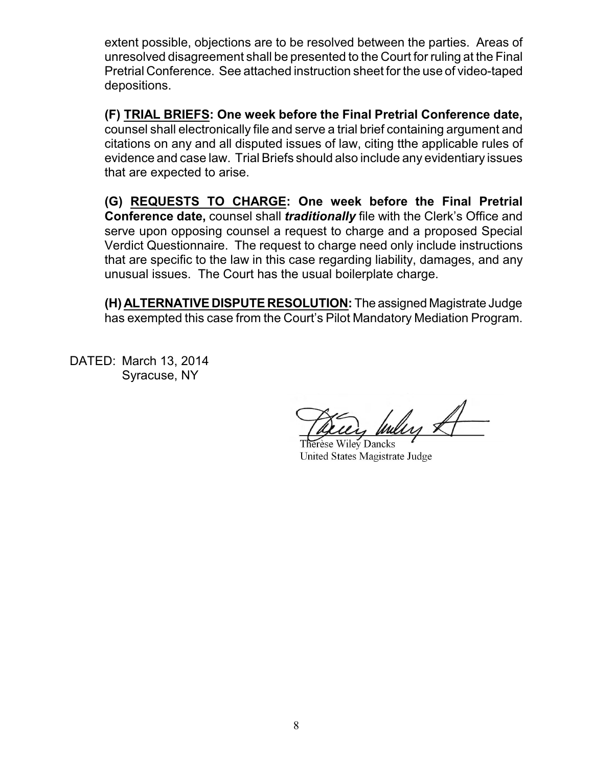extent possible, objections are to be resolved between the parties. Areas of unresolved disagreement shall be presented to the Court for ruling at the Final Pretrial Conference. See attached instruction sheet for the use of video-taped depositions.

**(F) <u>TRIAL BRIEFS</u>: One week before the Final Pretrial Conference date,** counsel shall electronically file and serve a trial brief containing argument and citations on any and all disputed issues of law, citing tthe applicable rules of evidence and case law. Trial Briefs should also include any evidentiary issues that are expected to arise.

**(G) <u>REQUESTS TO CHARGE</u>: One week before the Final Pretrial Conference date,** counsel shall ***traditionally*** file with the Clerk's Office and serve upon opposing counsel a request to charge and a proposed Special Verdict Questionnaire. The request to charge need only include instructions that are specific to the law in this case regarding liability, damages, and any unusual issues. The Court has the usual boilerplate charge.

**(H) <u>ALTERNATIVE DISPUTE RESOLUTION</u>:** The assigned Magistrate Judge has exempted this case from the Court's Pilot Mandatory Mediation Program.

DATED: March 13, 2014
Syracuse, NY

Thérèse Wiley Dancks
United States Magistrate Judge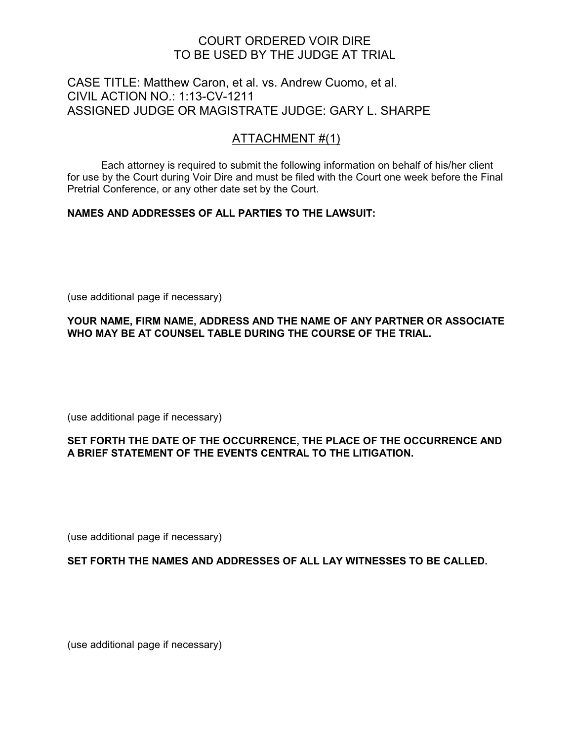# COURT ORDERED VOIR DIRE
# TO BE USED BY THE JUDGE AT TRIAL

## CASE TITLE: Matthew Caron, et al. vs. Andrew Cuomo, et al.
## CIVIL ACTION NO.: 1:13-CV-1211
## ASSIGNED JUDGE OR MAGISTRATE JUDGE: GARY L. SHARPE

## ATTACHMENT #(1)

Each attorney is required to submit the following information on behalf of his/her client for use by the Court during Voir Dire and must be filed with the Court one week before the Final Pretrial Conference, or any other date set by the Court.

**NAMES AND ADDRESSES OF ALL PARTIES TO THE LAWSUIT:**

(use additional page if necessary)

**YOUR NAME, FIRM NAME, ADDRESS AND THE NAME OF ANY PARTNER OR ASSOCIATE WHO MAY BE AT COUNSEL TABLE DURING THE COURSE OF THE TRIAL.**

(use additional page if necessary)

**SET FORTH THE DATE OF THE OCCURRENCE, THE PLACE OF THE OCCURRENCE AND A BRIEF STATEMENT OF THE EVENTS CENTRAL TO THE LITIGATION.**

(use additional page if necessary)

**SET FORTH THE NAMES AND ADDRESSES OF ALL LAY WITNESSES TO BE CALLED.**

(use additional page if necessary)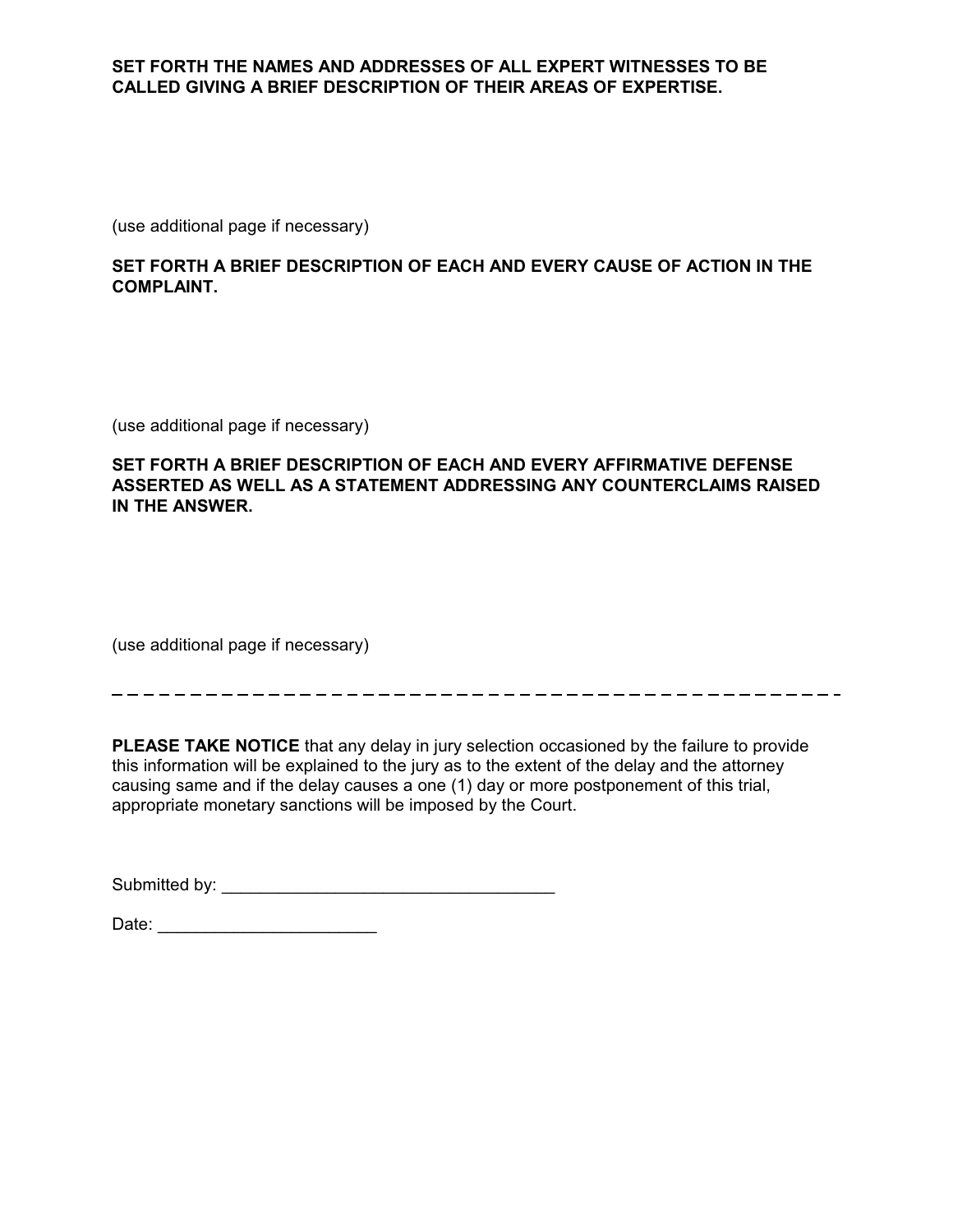**SET FORTH THE NAMES AND ADDRESSES OF ALL EXPERT WITNESSES TO BE CALLED GIVING A BRIEF DESCRIPTION OF THEIR AREAS OF EXPERTISE.**

(use additional page if necessary)

**SET FORTH A BRIEF DESCRIPTION OF EACH AND EVERY CAUSE OF ACTION IN THE COMPLAINT.**

(use additional page if necessary)

**SET FORTH A BRIEF DESCRIPTION OF EACH AND EVERY AFFIRMATIVE DEFENSE ASSERTED AS WELL AS A STATEMENT ADDRESSING ANY COUNTERCLAIMS RAISED IN THE ANSWER.**

(use additional page if necessary)

---

**PLEASE TAKE NOTICE** that any delay in jury selection occasioned by the failure to provide this information will be explained to the jury as to the extent of the delay and the attorney causing same and if the delay causes a one (1) day or more postponement of this trial, appropriate monetary sanctions will be imposed by the Court.

Submitted by: ___________________________________

Date: _______________________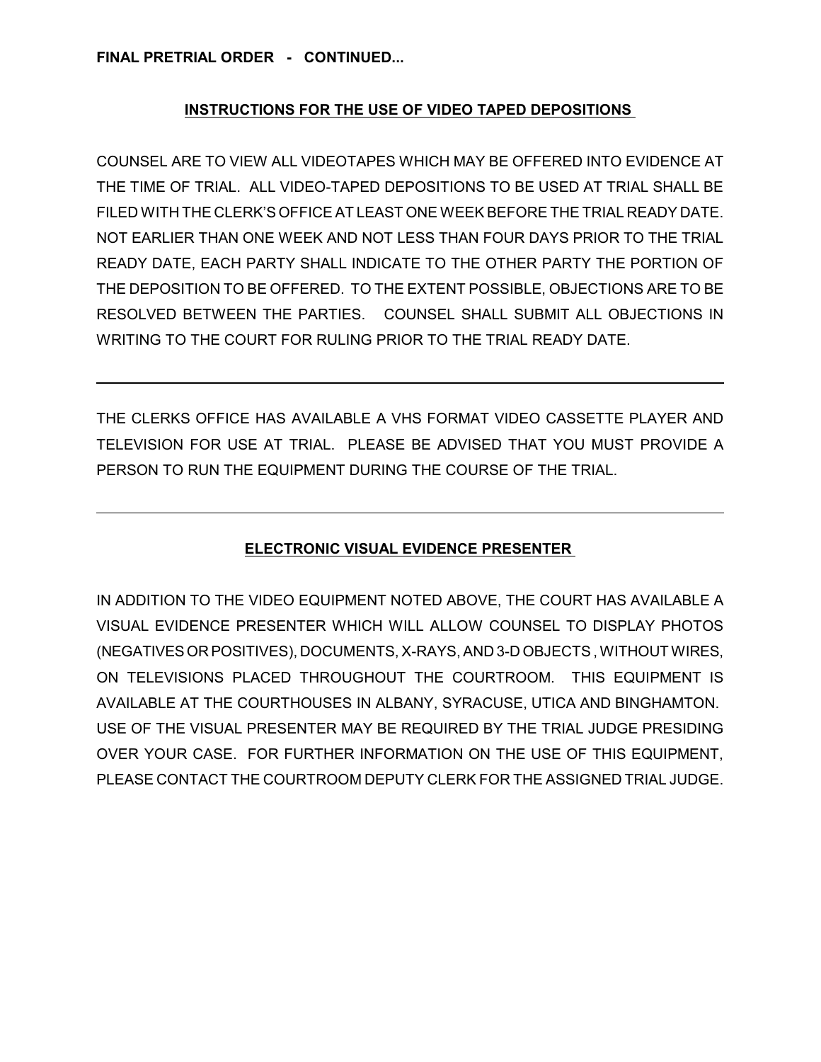**FINAL PRETRIAL ORDER - CONTINUED...**

## INSTRUCTIONS FOR THE USE OF VIDEO TAPED DEPOSITIONS

COUNSEL ARE TO VIEW ALL VIDEOTAPES WHICH MAY BE OFFERED INTO EVIDENCE AT THE TIME OF TRIAL. ALL VIDEO-TAPED DEPOSITIONS TO BE USED AT TRIAL SHALL BE FILED WITH THE CLERK'S OFFICE AT LEAST ONE WEEK BEFORE THE TRIAL READY DATE. NOT EARLIER THAN ONE WEEK AND NOT LESS THAN FOUR DAYS PRIOR TO THE TRIAL READY DATE, EACH PARTY SHALL INDICATE TO THE OTHER PARTY THE PORTION OF THE DEPOSITION TO BE OFFERED. TO THE EXTENT POSSIBLE, OBJECTIONS ARE TO BE RESOLVED BETWEEN THE PARTIES. COUNSEL SHALL SUBMIT ALL OBJECTIONS IN WRITING TO THE COURT FOR RULING PRIOR TO THE TRIAL READY DATE.

---

THE CLERKS OFFICE HAS AVAILABLE A VHS FORMAT VIDEO CASSETTE PLAYER AND TELEVISION FOR USE AT TRIAL. PLEASE BE ADVISED THAT YOU MUST PROVIDE A PERSON TO RUN THE EQUIPMENT DURING THE COURSE OF THE TRIAL.

---

## ELECTRONIC VISUAL EVIDENCE PRESENTER

IN ADDITION TO THE VIDEO EQUIPMENT NOTED ABOVE, THE COURT HAS AVAILABLE A VISUAL EVIDENCE PRESENTER WHICH WILL ALLOW COUNSEL TO DISPLAY PHOTOS (NEGATIVES OR POSITIVES), DOCUMENTS, X-RAYS, AND 3-D OBJECTS , WITHOUT WIRES, ON TELEVISIONS PLACED THROUGHOUT THE COURTROOM. THIS EQUIPMENT IS AVAILABLE AT THE COURTHOUSES IN ALBANY, SYRACUSE, UTICA AND BINGHAMTON. USE OF THE VISUAL PRESENTER MAY BE REQUIRED BY THE TRIAL JUDGE PRESIDING OVER YOUR CASE. FOR FURTHER INFORMATION ON THE USE OF THIS EQUIPMENT, PLEASE CONTACT THE COURTROOM DEPUTY CLERK FOR THE ASSIGNED TRIAL JUDGE.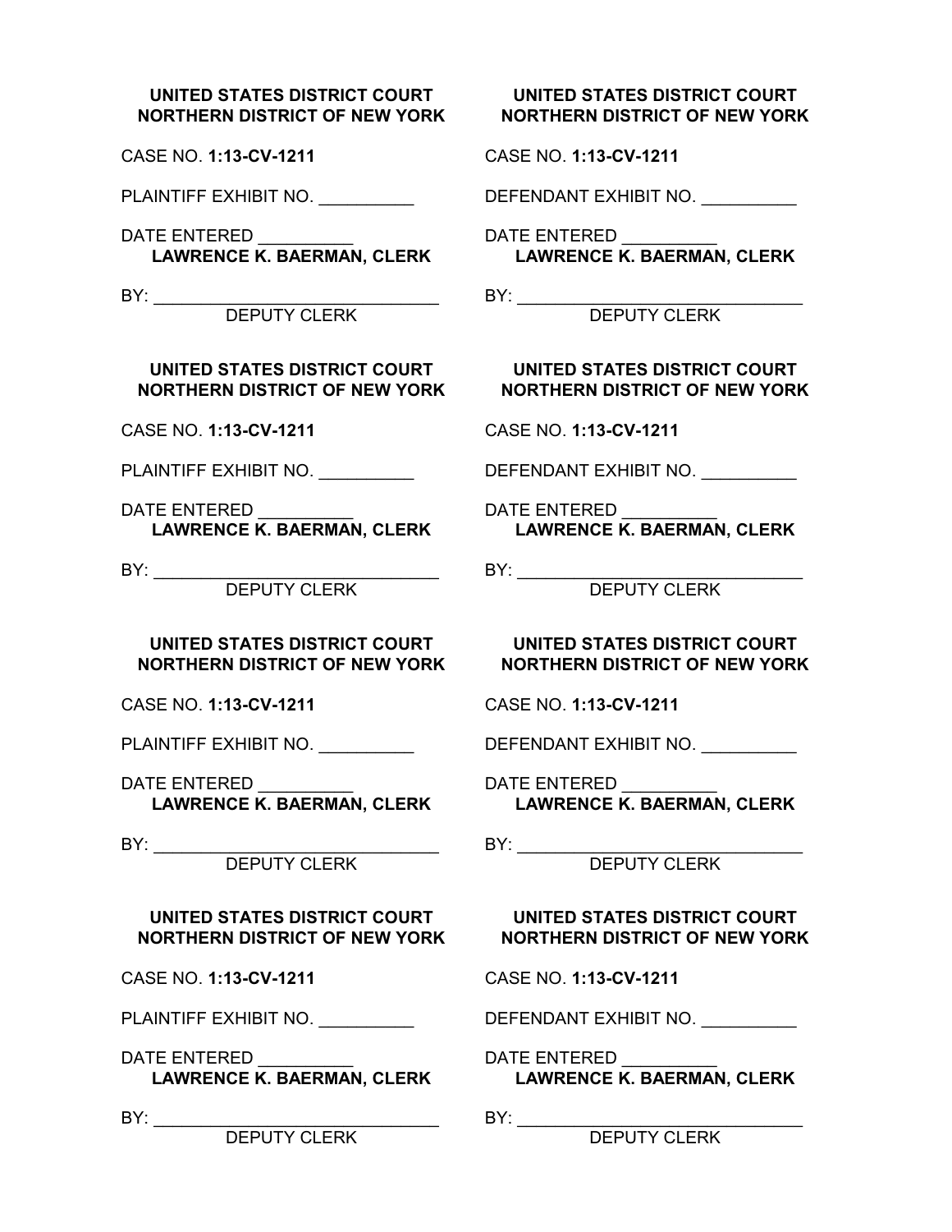**UNITED STATES DISTRICT COURT**
**NORTHERN DISTRICT OF NEW YORK**

CASE NO. **1:13-CV-1211**

PLAINTIFF EXHIBIT NO. __________

DATE ENTERED __________
**LAWRENCE K. BAERMAN, CLERK**

BY: ______________________________
DEPUTY CLERK

**UNITED STATES DISTRICT COURT**
**NORTHERN DISTRICT OF NEW YORK**

CASE NO. **1:13-CV-1211**

DEFENDANT EXHIBIT NO. __________

DATE ENTERED __________
**LAWRENCE K. BAERMAN, CLERK**

BY: ______________________________
DEPUTY CLERK

**UNITED STATES DISTRICT COURT**
**NORTHERN DISTRICT OF NEW YORK**

CASE NO. **1:13-CV-1211**

PLAINTIFF EXHIBIT NO. __________

DATE ENTERED __________
**LAWRENCE K. BAERMAN, CLERK**

BY: ______________________________
DEPUTY CLERK

**UNITED STATES DISTRICT COURT**
**NORTHERN DISTRICT OF NEW YORK**

CASE NO. **1:13-CV-1211**

DEFENDANT EXHIBIT NO. __________

DATE ENTERED __________
**LAWRENCE K. BAERMAN, CLERK**

BY: ______________________________
DEPUTY CLERK

**UNITED STATES DISTRICT COURT**
**NORTHERN DISTRICT OF NEW YORK**

CASE NO. **1:13-CV-1211**

PLAINTIFF EXHIBIT NO. __________

DATE ENTERED __________
**LAWRENCE K. BAERMAN, CLERK**

BY: ______________________________
DEPUTY CLERK

**UNITED STATES DISTRICT COURT**
**NORTHERN DISTRICT OF NEW YORK**

CASE NO. **1:13-CV-1211**

DEFENDANT EXHIBIT NO. __________

DATE ENTERED __________
**LAWRENCE K. BAERMAN, CLERK**

BY: ______________________________
DEPUTY CLERK

**UNITED STATES DISTRICT COURT**
**NORTHERN DISTRICT OF NEW YORK**

CASE NO. **1:13-CV-1211**

PLAINTIFF EXHIBIT NO. __________

DATE ENTERED __________
**LAWRENCE K. BAERMAN, CLERK**

BY: ______________________________
DEPUTY CLERK

**UNITED STATES DISTRICT COURT**
**NORTHERN DISTRICT OF NEW YORK**

CASE NO. **1:13-CV-1211**

DEFENDANT EXHIBIT NO. __________

DATE ENTERED __________
**LAWRENCE K. BAERMAN, CLERK**

BY: ______________________________
DEPUTY CLERK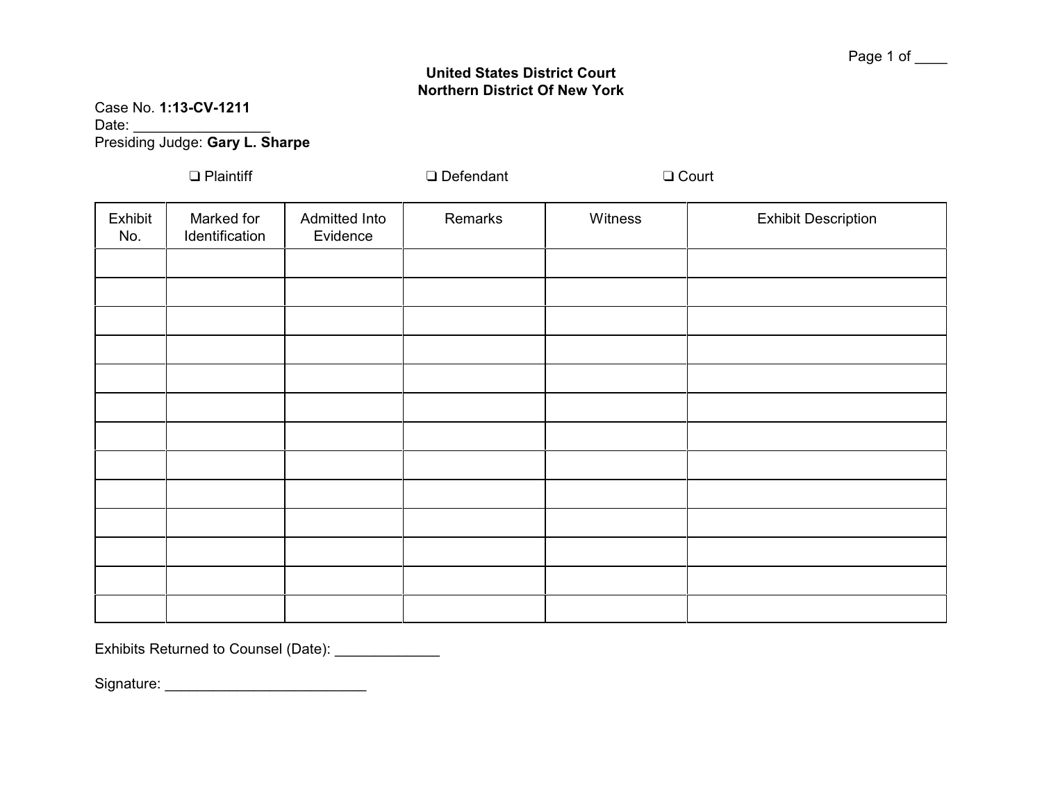Page 1 of ____

**United States District Court**
**Northern District Of New York**

Case No. **1:13-CV-1211**
Date: ________________
Presiding Judge: **Gary L. Sharpe**

❑ Plaintiff ❑ Defendant ❑ Court

| Exhibit No. | Marked for Identification | Admitted Into Evidence | Remarks | Witness | Exhibit Description |
|---|---|---|---|---|---|
| | | | | | |
| | | | | | |
| | | | | | |
| | | | | | |
| | | | | | |
| | | | | | |
| | | | | | |
| | | | | | |
| | | | | | |
| | | | | | |
| | | | | | |
| | | | | | |
| | | | | | |

Exhibits Returned to Counsel (Date): ____________

Signature: ________________________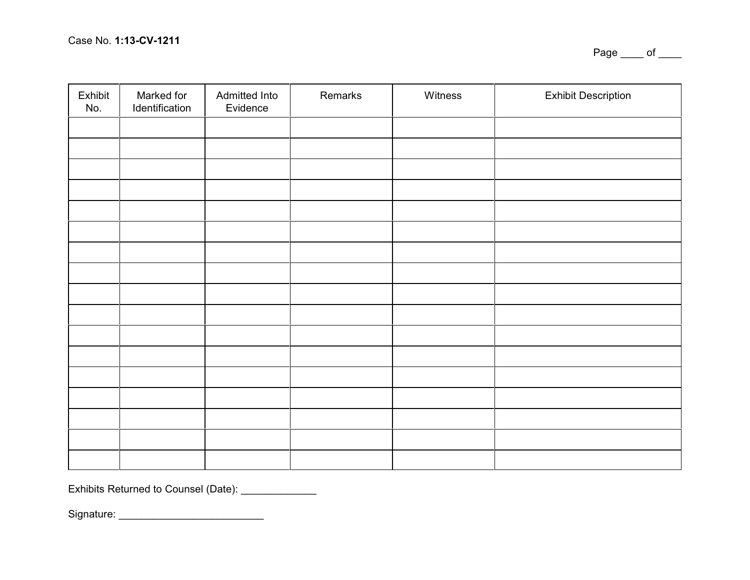Case No. **1:13-CV-1211**

Page ____ of ____

| Exhibit No. | Marked for Identification | Admitted Into Evidence | Remarks | Witness | Exhibit Description |
|---|---|---|---|---|---|
| | | | | | |
| | | | | | |
| | | | | | |
| | | | | | |
| | | | | | |
| | | | | | |
| | | | | | |
| | | | | | |
| | | | | | |
| | | | | | |
| | | | | | |
| | | | | | |
| | | | | | |
| | | | | | |
| | | | | | |
| | | | | | |
| | | | | | |

Exhibits Returned to Counsel (Date): _____________

Signature: _________________________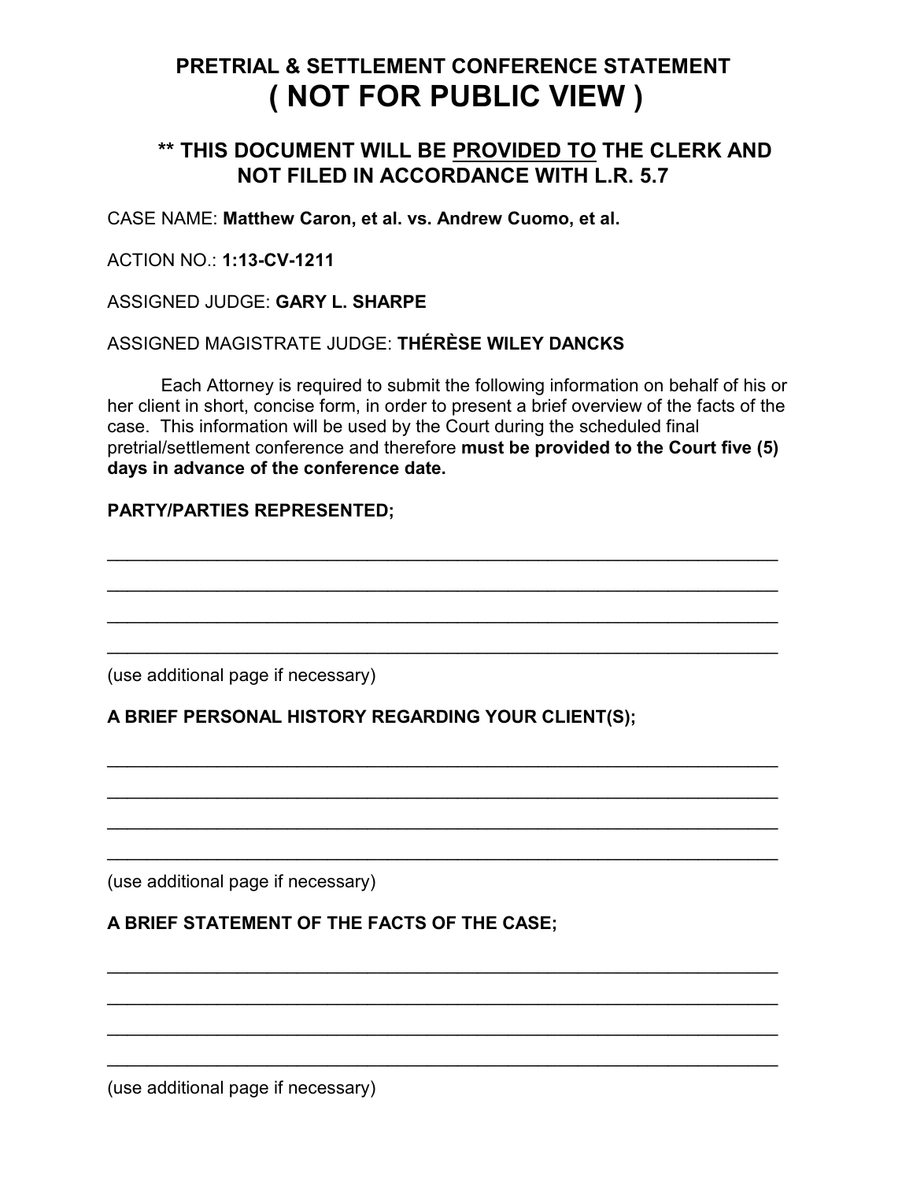# PRETRIAL & SETTLEMENT CONFERENCE STATEMENT
# ( NOT FOR PUBLIC VIEW )

## ** THIS DOCUMENT WILL BE PROVIDED TO THE CLERK AND NOT FILED IN ACCORDANCE WITH L.R. 5.7

CASE NAME: **Matthew Caron, et al. vs. Andrew Cuomo, et al.**

ACTION NO.: **1:13-CV-1211**

ASSIGNED JUDGE: **GARY L. SHARPE**

ASSIGNED MAGISTRATE JUDGE: **THÉRÈSE WILEY DANCKS**

Each Attorney is required to submit the following information on behalf of his or her client in short, concise form, in order to present a brief overview of the facts of the case. This information will be used by the Court during the scheduled final pretrial/settlement conference and therefore **must be provided to the Court five (5) days in advance of the conference date.**

**PARTY/PARTIES REPRESENTED;**

______________________________________________________________________

______________________________________________________________________

______________________________________________________________________

______________________________________________________________________

(use additional page if necessary)

**A BRIEF PERSONAL HISTORY REGARDING YOUR CLIENT(S);**

______________________________________________________________________

______________________________________________________________________

______________________________________________________________________

______________________________________________________________________

(use additional page if necessary)

**A BRIEF STATEMENT OF THE FACTS OF THE CASE;**

______________________________________________________________________

______________________________________________________________________

______________________________________________________________________

______________________________________________________________________

(use additional page if necessary)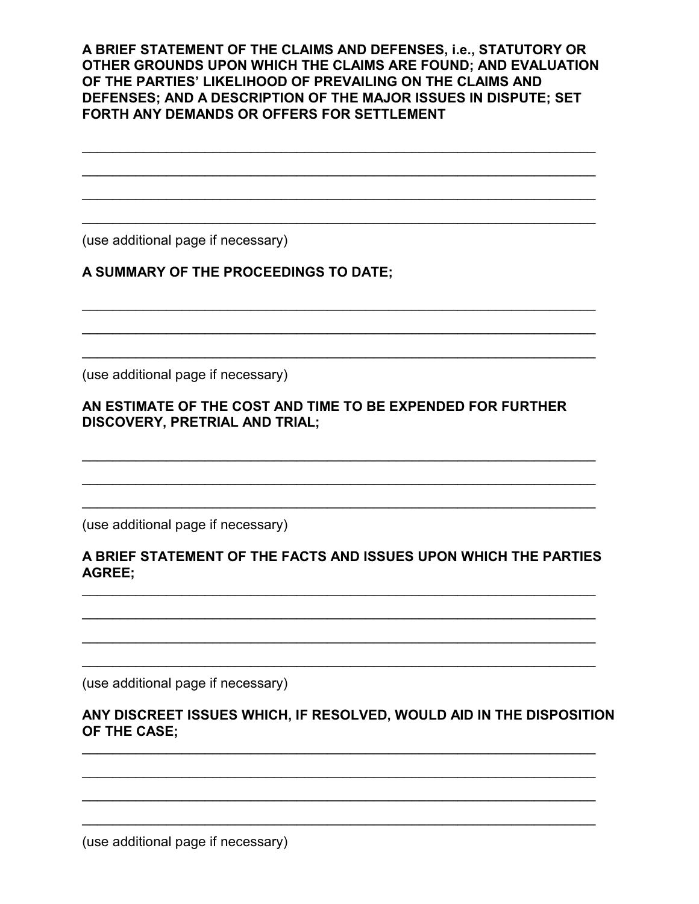**A BRIEF STATEMENT OF THE CLAIMS AND DEFENSES, i.e., STATUTORY OR OTHER GROUNDS UPON WHICH THE CLAIMS ARE FOUND; AND EVALUATION OF THE PARTIES' LIKELIHOOD OF PREVAILING ON THE CLAIMS AND DEFENSES; AND A DESCRIPTION OF THE MAJOR ISSUES IN DISPUTE; SET FORTH ANY DEMANDS OR OFFERS FOR SETTLEMENT**

\_\_\_\_\_\_\_\_\_\_\_\_\_\_\_\_\_\_\_\_\_\_\_\_\_\_\_\_\_\_\_\_\_\_\_\_\_\_\_\_\_\_\_\_\_\_\_\_\_\_\_\_\_\_\_\_\_\_\_\_\_\_\_\_\_\_

\_\_\_\_\_\_\_\_\_\_\_\_\_\_\_\_\_\_\_\_\_\_\_\_\_\_\_\_\_\_\_\_\_\_\_\_\_\_\_\_\_\_\_\_\_\_\_\_\_\_\_\_\_\_\_\_\_\_\_\_\_\_\_\_\_\_

\_\_\_\_\_\_\_\_\_\_\_\_\_\_\_\_\_\_\_\_\_\_\_\_\_\_\_\_\_\_\_\_\_\_\_\_\_\_\_\_\_\_\_\_\_\_\_\_\_\_\_\_\_\_\_\_\_\_\_\_\_\_\_\_\_\_

\_\_\_\_\_\_\_\_\_\_\_\_\_\_\_\_\_\_\_\_\_\_\_\_\_\_\_\_\_\_\_\_\_\_\_\_\_\_\_\_\_\_\_\_\_\_\_\_\_\_\_\_\_\_\_\_\_\_\_\_\_\_\_\_\_\_

(use additional page if necessary)

**A SUMMARY OF THE PROCEEDINGS TO DATE;**

\_\_\_\_\_\_\_\_\_\_\_\_\_\_\_\_\_\_\_\_\_\_\_\_\_\_\_\_\_\_\_\_\_\_\_\_\_\_\_\_\_\_\_\_\_\_\_\_\_\_\_\_\_\_\_\_\_\_\_\_\_\_\_\_\_\_

\_\_\_\_\_\_\_\_\_\_\_\_\_\_\_\_\_\_\_\_\_\_\_\_\_\_\_\_\_\_\_\_\_\_\_\_\_\_\_\_\_\_\_\_\_\_\_\_\_\_\_\_\_\_\_\_\_\_\_\_\_\_\_\_\_\_

\_\_\_\_\_\_\_\_\_\_\_\_\_\_\_\_\_\_\_\_\_\_\_\_\_\_\_\_\_\_\_\_\_\_\_\_\_\_\_\_\_\_\_\_\_\_\_\_\_\_\_\_\_\_\_\_\_\_\_\_\_\_\_\_\_\_

(use additional page if necessary)

**AN ESTIMATE OF THE COST AND TIME TO BE EXPENDED FOR FURTHER DISCOVERY, PRETRIAL AND TRIAL;**

\_\_\_\_\_\_\_\_\_\_\_\_\_\_\_\_\_\_\_\_\_\_\_\_\_\_\_\_\_\_\_\_\_\_\_\_\_\_\_\_\_\_\_\_\_\_\_\_\_\_\_\_\_\_\_\_\_\_\_\_\_\_\_\_\_\_

\_\_\_\_\_\_\_\_\_\_\_\_\_\_\_\_\_\_\_\_\_\_\_\_\_\_\_\_\_\_\_\_\_\_\_\_\_\_\_\_\_\_\_\_\_\_\_\_\_\_\_\_\_\_\_\_\_\_\_\_\_\_\_\_\_\_

\_\_\_\_\_\_\_\_\_\_\_\_\_\_\_\_\_\_\_\_\_\_\_\_\_\_\_\_\_\_\_\_\_\_\_\_\_\_\_\_\_\_\_\_\_\_\_\_\_\_\_\_\_\_\_\_\_\_\_\_\_\_\_\_\_\_

(use additional page if necessary)

**A BRIEF STATEMENT OF THE FACTS AND ISSUES UPON WHICH THE PARTIES AGREE;**

\_\_\_\_\_\_\_\_\_\_\_\_\_\_\_\_\_\_\_\_\_\_\_\_\_\_\_\_\_\_\_\_\_\_\_\_\_\_\_\_\_\_\_\_\_\_\_\_\_\_\_\_\_\_\_\_\_\_\_\_\_\_\_\_\_\_

\_\_\_\_\_\_\_\_\_\_\_\_\_\_\_\_\_\_\_\_\_\_\_\_\_\_\_\_\_\_\_\_\_\_\_\_\_\_\_\_\_\_\_\_\_\_\_\_\_\_\_\_\_\_\_\_\_\_\_\_\_\_\_\_\_\_

\_\_\_\_\_\_\_\_\_\_\_\_\_\_\_\_\_\_\_\_\_\_\_\_\_\_\_\_\_\_\_\_\_\_\_\_\_\_\_\_\_\_\_\_\_\_\_\_\_\_\_\_\_\_\_\_\_\_\_\_\_\_\_\_\_\_

\_\_\_\_\_\_\_\_\_\_\_\_\_\_\_\_\_\_\_\_\_\_\_\_\_\_\_\_\_\_\_\_\_\_\_\_\_\_\_\_\_\_\_\_\_\_\_\_\_\_\_\_\_\_\_\_\_\_\_\_\_\_\_\_\_\_

(use additional page if necessary)

**ANY DISCREET ISSUES WHICH, IF RESOLVED, WOULD AID IN THE DISPOSITION OF THE CASE;**

\_\_\_\_\_\_\_\_\_\_\_\_\_\_\_\_\_\_\_\_\_\_\_\_\_\_\_\_\_\_\_\_\_\_\_\_\_\_\_\_\_\_\_\_\_\_\_\_\_\_\_\_\_\_\_\_\_\_\_\_\_\_\_\_\_\_

\_\_\_\_\_\_\_\_\_\_\_\_\_\_\_\_\_\_\_\_\_\_\_\_\_\_\_\_\_\_\_\_\_\_\_\_\_\_\_\_\_\_\_\_\_\_\_\_\_\_\_\_\_\_\_\_\_\_\_\_\_\_\_\_\_\_

\_\_\_\_\_\_\_\_\_\_\_\_\_\_\_\_\_\_\_\_\_\_\_\_\_\_\_\_\_\_\_\_\_\_\_\_\_\_\_\_\_\_\_\_\_\_\_\_\_\_\_\_\_\_\_\_\_\_\_\_\_\_\_\_\_\_

\_\_\_\_\_\_\_\_\_\_\_\_\_\_\_\_\_\_\_\_\_\_\_\_\_\_\_\_\_\_\_\_\_\_\_\_\_\_\_\_\_\_\_\_\_\_\_\_\_\_\_\_\_\_\_\_\_\_\_\_\_\_\_\_\_\_

(use additional page if necessary)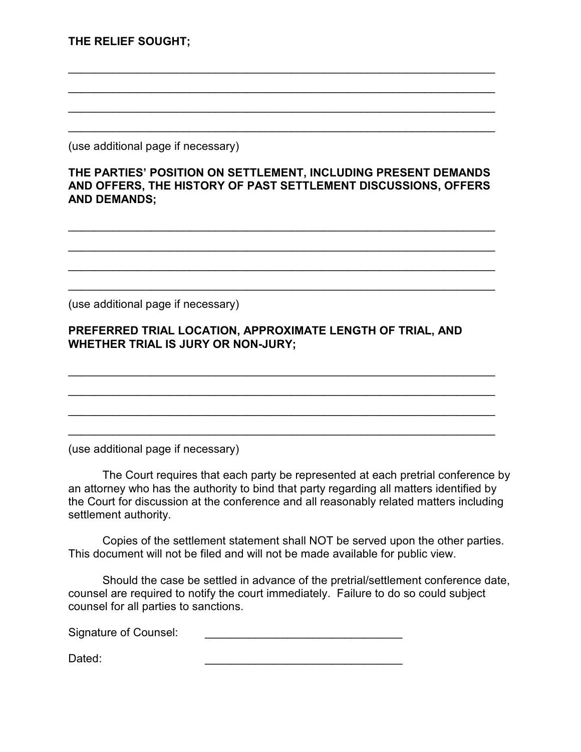**THE RELIEF SOUGHT;**

______________________________________________________________________

______________________________________________________________________

______________________________________________________________________

______________________________________________________________________

(use additional page if necessary)

**THE PARTIES' POSITION ON SETTLEMENT, INCLUDING PRESENT DEMANDS AND OFFERS, THE HISTORY OF PAST SETTLEMENT DISCUSSIONS, OFFERS AND DEMANDS;**

______________________________________________________________________

______________________________________________________________________

______________________________________________________________________

______________________________________________________________________

(use additional page if necessary)

**PREFERRED TRIAL LOCATION, APPROXIMATE LENGTH OF TRIAL, AND WHETHER TRIAL IS JURY OR NON-JURY;**

______________________________________________________________________

______________________________________________________________________

______________________________________________________________________

______________________________________________________________________

(use additional page if necessary)

The Court requires that each party be represented at each pretrial conference by an attorney who has the authority to bind that party regarding all matters identified by the Court for discussion at the conference and all reasonably related matters including settlement authority.

Copies of the settlement statement shall NOT be served upon the other parties. This document will not be filed and will not be made available for public view.

Should the case be settled in advance of the pretrial/settlement conference date, counsel are required to notify the court immediately. Failure to do so could subject counsel for all parties to sanctions.

Signature of Counsel: ________________________________

Dated: ________________________________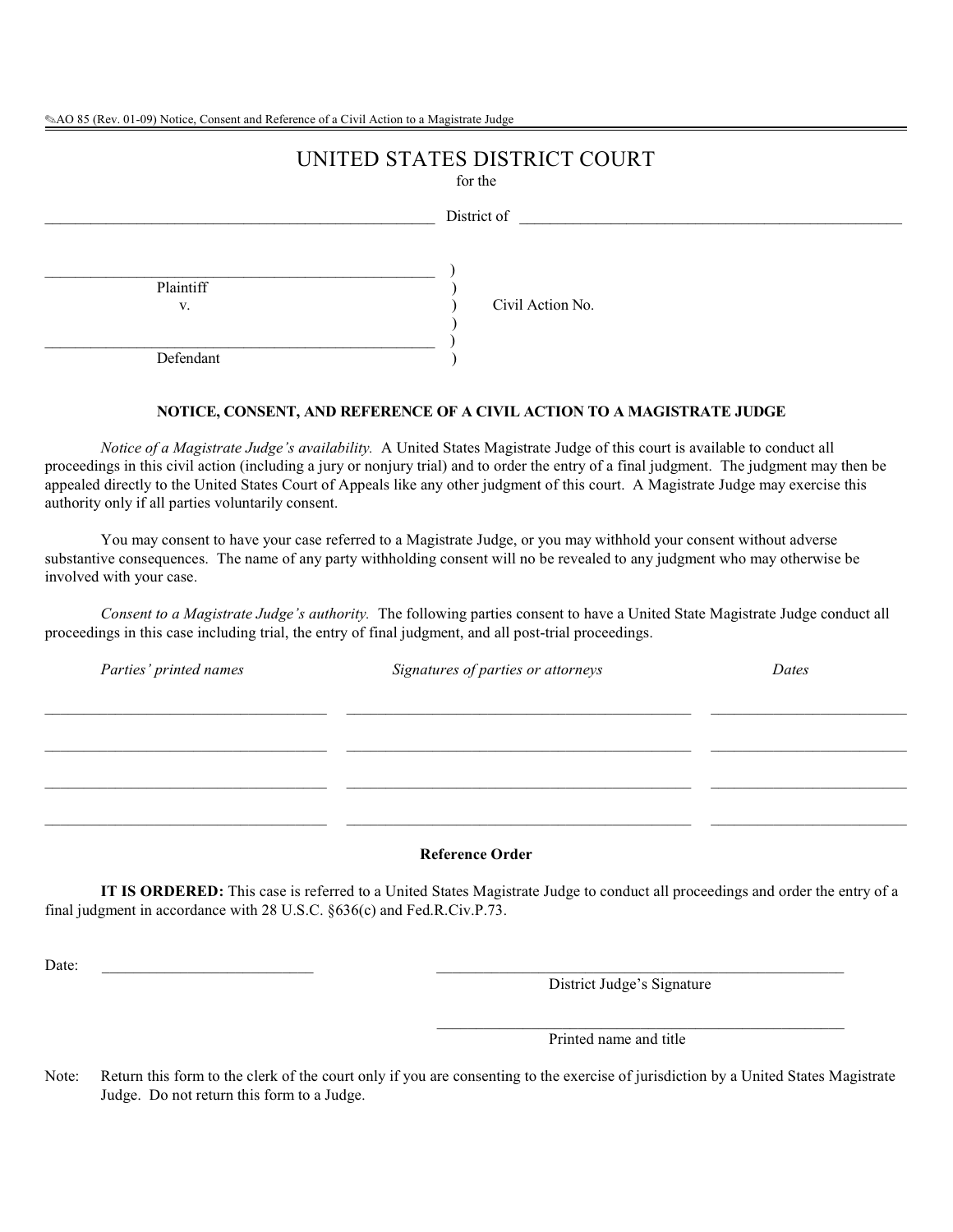AO 85 (Rev. 01-09) Notice, Consent and Reference of a Civil Action to a Magistrate Judge

# UNITED STATES DISTRICT COURT
for the

__________________________________________ District of __________________________________________

__________________________________________ )
Plaintiff )
v. ) Civil Action No.
)
__________________________________________ )
Defendant )

## NOTICE, CONSENT, AND REFERENCE OF A CIVIL ACTION TO A MAGISTRATE JUDGE

*Notice of a Magistrate Judge's availability.* A United States Magistrate Judge of this court is available to conduct all proceedings in this civil action (including a jury or nonjury trial) and to order the entry of a final judgment. The judgment may then be appealed directly to the United States Court of Appeals like any other judgment of this court. A Magistrate Judge may exercise this authority only if all parties voluntarily consent.

You may consent to have your case referred to a Magistrate Judge, or you may withhold your consent without adverse substantive consequences. The name of any party withholding consent will no be revealed to any judgment who may otherwise be involved with your case.

*Consent to a Magistrate Judge's authority.* The following parties consent to have a United State Magistrate Judge conduct all proceedings in this case including trial, the entry of final judgment, and all post-trial proceedings.

| *Parties' printed names* | *Signatures of parties or attorneys* | *Dates* |
|---|---|---|
| ______________________ | ______________________ | ______________ |
| ______________________ | ______________________ | ______________ |
| ______________________ | ______________________ | ______________ |
| ______________________ | ______________________ | ______________ |

### Reference Order

**IT IS ORDERED:** This case is referred to a United States Magistrate Judge to conduct all proceedings and order the entry of a final judgment in accordance with 28 U.S.C. §636(c) and Fed.R.Civ.P.73.

Date: ____________________ ________________________________________
District Judge's Signature

________________________________________
Printed name and title

Note: Return this form to the clerk of the court only if you are consenting to the exercise of jurisdiction by a United States Magistrate Judge. Do not return this form to a Judge.